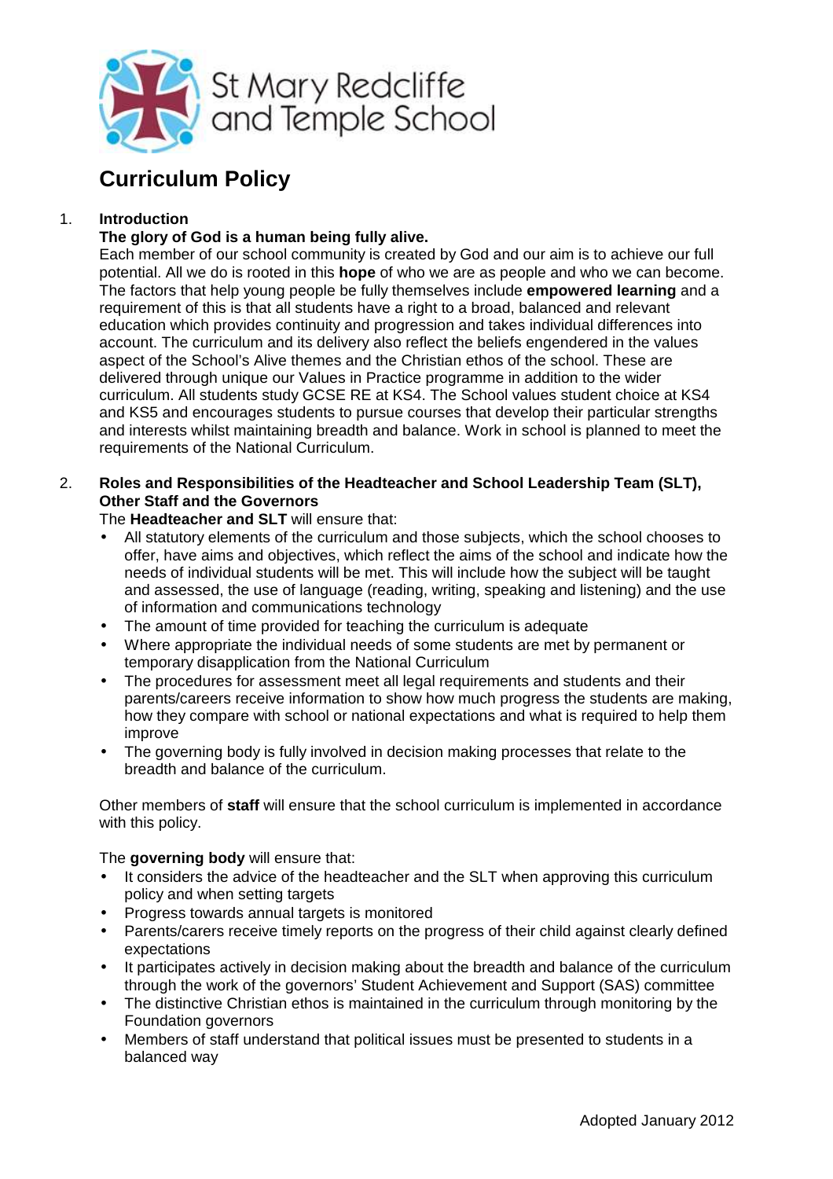St Mary Redcliffe and Temple School

# Curriculum Policy

## 1. Introduction

**The glory of God is a human being fully alive.**

Each member of our school community is created by God and our aim is to achieve our full potential. All we do is rooted in this **hope** of who we are as people and who we can become. The factors that help young people be fully themselves include **empowered learning** and a requirement of this is that all students have a right to a broad, balanced and relevant education which provides continuity and progression and takes individual differences into account. The curriculum and its delivery also reflect the beliefs engendered in the values aspect of the School's Alive themes and the Christian ethos of the school. These are delivered through unique our Values in Practice programme in addition to the wider curriculum. All students study GCSE RE at KS4. The School values student choice at KS4 and KS5 and encourages students to pursue courses that develop their particular strengths and interests whilst maintaining breadth and balance. Work in school is planned to meet the requirements of the National Curriculum.

## 2. Roles and Responsibilities of the Headteacher and School Leadership Team (SLT), Other Staff and the Governors

The **Headteacher and SLT** will ensure that:

- All statutory elements of the curriculum and those subjects, which the school chooses to offer, have aims and objectives, which reflect the aims of the school and indicate how the needs of individual students will be met. This will include how the subject will be taught and assessed, the use of language (reading, writing, speaking and listening) and the use of information and communications technology
- The amount of time provided for teaching the curriculum is adequate
- Where appropriate the individual needs of some students are met by permanent or temporary disapplication from the National Curriculum
- The procedures for assessment meet all legal requirements and students and their parents/careers receive information to show how much progress the students are making, how they compare with school or national expectations and what is required to help them improve
- The governing body is fully involved in decision making processes that relate to the breadth and balance of the curriculum.

Other members of **staff** will ensure that the school curriculum is implemented in accordance with this policy.

The **governing body** will ensure that:

- It considers the advice of the headteacher and the SLT when approving this curriculum policy and when setting targets
- Progress towards annual targets is monitored
- Parents/carers receive timely reports on the progress of their child against clearly defined expectations
- It participates actively in decision making about the breadth and balance of the curriculum through the work of the governors' Student Achievement and Support (SAS) committee
- The distinctive Christian ethos is maintained in the curriculum through monitoring by the Foundation governors
- Members of staff understand that political issues must be presented to students in a balanced way

Adopted January 2012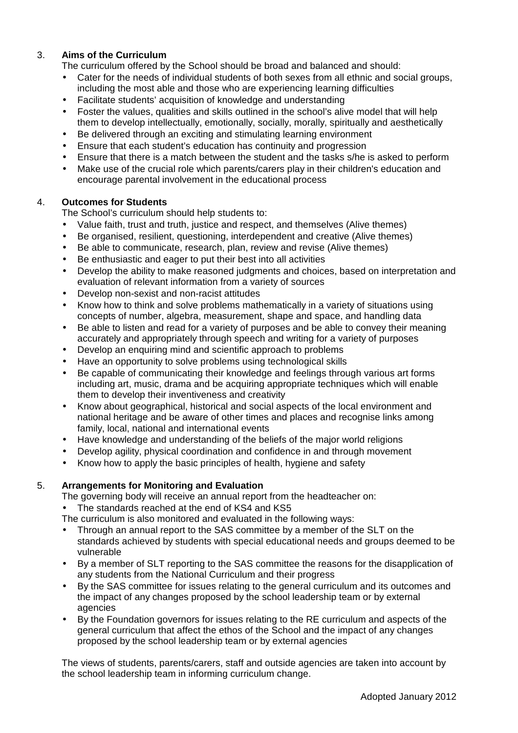## 3. Aims of the Curriculum

The curriculum offered by the School should be broad and balanced and should:

- Cater for the needs of individual students of both sexes from all ethnic and social groups, including the most able and those who are experiencing learning difficulties
- Facilitate students' acquisition of knowledge and understanding
- Foster the values, qualities and skills outlined in the school's alive model that will help them to develop intellectually, emotionally, socially, morally, spiritually and aesthetically
- Be delivered through an exciting and stimulating learning environment
- Ensure that each student's education has continuity and progression
- Ensure that there is a match between the student and the tasks s/he is asked to perform
- Make use of the crucial role which parents/carers play in their children's education and encourage parental involvement in the educational process

## 4. Outcomes for Students

The School's curriculum should help students to:

- Value faith, trust and truth, justice and respect, and themselves (Alive themes)
- Be organised, resilient, questioning, interdependent and creative (Alive themes)
- Be able to communicate, research, plan, review and revise (Alive themes)
- Be enthusiastic and eager to put their best into all activities
- Develop the ability to make reasoned judgments and choices, based on interpretation and evaluation of relevant information from a variety of sources
- Develop non-sexist and non-racist attitudes
- Know how to think and solve problems mathematically in a variety of situations using concepts of number, algebra, measurement, shape and space, and handling data
- Be able to listen and read for a variety of purposes and be able to convey their meaning accurately and appropriately through speech and writing for a variety of purposes
- Develop an enquiring mind and scientific approach to problems
- Have an opportunity to solve problems using technological skills
- Be capable of communicating their knowledge and feelings through various art forms including art, music, drama and be acquiring appropriate techniques which will enable them to develop their inventiveness and creativity
- Know about geographical, historical and social aspects of the local environment and national heritage and be aware of other times and places and recognise links among family, local, national and international events
- Have knowledge and understanding of the beliefs of the major world religions
- Develop agility, physical coordination and confidence in and through movement
- Know how to apply the basic principles of health, hygiene and safety

## 5. Arrangements for Monitoring and Evaluation

The governing body will receive an annual report from the headteacher on:

- The standards reached at the end of KS4 and KS5

The curriculum is also monitored and evaluated in the following ways:

- Through an annual report to the SAS committee by a member of the SLT on the standards achieved by students with special educational needs and groups deemed to be vulnerable
- By a member of SLT reporting to the SAS committee the reasons for the disapplication of any students from the National Curriculum and their progress
- By the SAS committee for issues relating to the general curriculum and its outcomes and the impact of any changes proposed by the school leadership team or by external agencies
- By the Foundation governors for issues relating to the RE curriculum and aspects of the general curriculum that affect the ethos of the School and the impact of any changes proposed by the school leadership team or by external agencies

The views of students, parents/carers, staff and outside agencies are taken into account by the school leadership team in informing curriculum change.

Adopted January 2012